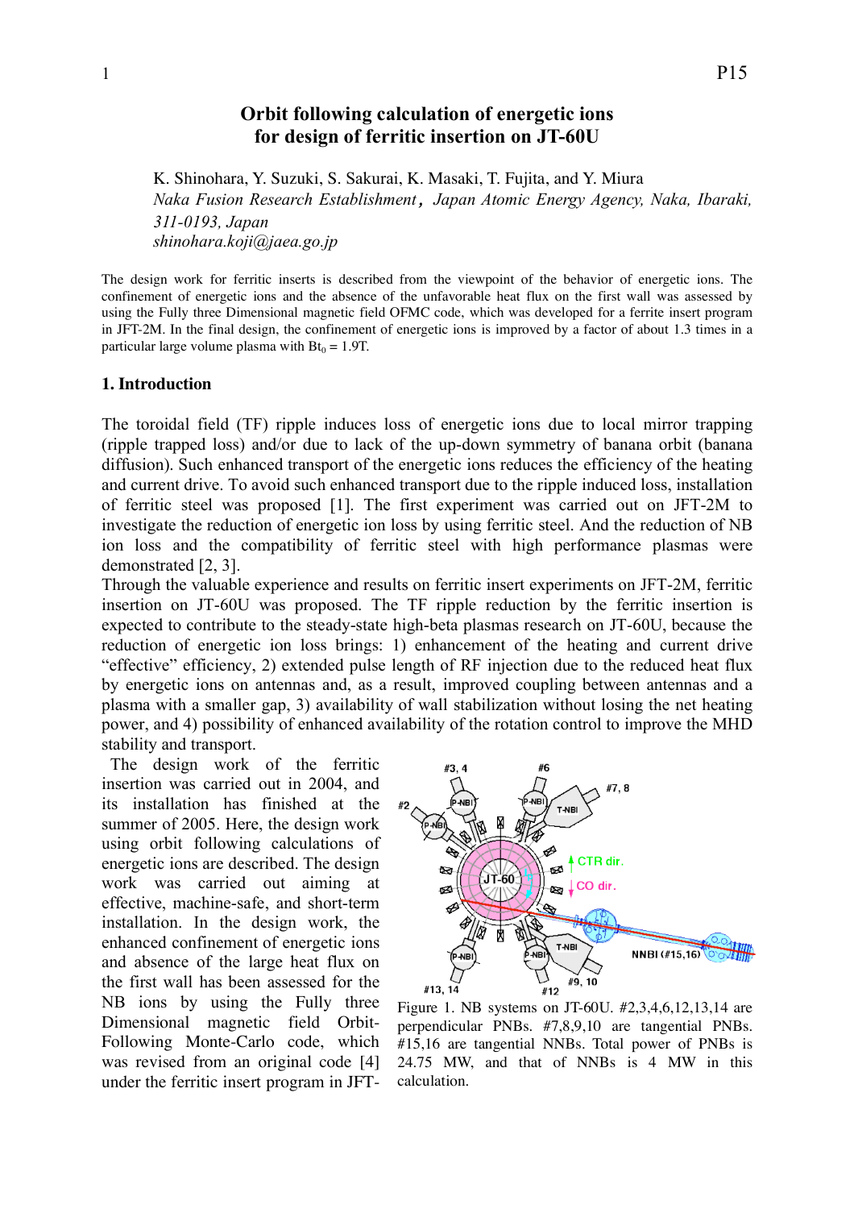# Orbit following calculation of energetic ions for design of ferritic insertion on JT-60U

K. Shinohara, Y. Suzuki, S. Sakurai, K. Masaki, T. Fujita, and Y. Miura

*Naka Fusion Research Establishment, Japan Atomic Energy Agency, Naka, Ibaraki, 311-0193, Japan*

*shinohara.koji@jaea.go.jp*

The design work for ferritic inserts is described from the viewpoint of the behavior of energetic ions. The confinement of energetic ions and the absence of the unfavorable heat flux on the first wall was assessed by using the Fully three Dimensional magnetic field OFMC code, which was developed for a ferrite insert program in JFT-2M. In the final design, the confinement of energetic ions is improved by a factor of about 1.3 times in a particular large volume plasma with $Bt_0$ = 1.9T.

## 1. Introduction

The toroidal field (TF) ripple induces loss of energetic ions due to local mirror trapping (ripple trapped loss) and/or due to lack of the up-down symmetry of banana orbit (banana diffusion). Such enhanced transport of the energetic ions reduces the efficiency of the heating and current drive. To avoid such enhanced transport due to the ripple induced loss, installation of ferritic steel was proposed [1]. The first experiment was carried out on JFT-2M to investigate the reduction of energetic ion loss by using ferritic steel. And the reduction of NB ion loss and the compatibility of ferritic steel with high performance plasmas were demonstrated [2, 3].

Through the valuable experience and results on ferritic insert experiments on JFT-2M, ferritic insertion on JT-60U was proposed. The TF ripple reduction by the ferritic insertion is expected to contribute to the steady-state high-beta plasmas research on JT-60U, because the reduction of energetic ion loss brings: 1) enhancement of the heating and current drive "effective" efficiency, 2) extended pulse length of RF injection due to the reduced heat flux by energetic ions on antennas and, as a result, improved coupling between antennas and a plasma with a smaller gap, 3) availability of wall stabilization without losing the net heating power, and 4) possibility of enhanced availability of the rotation control to improve the MHD stability and transport.

The design work of the ferritic insertion was carried out in 2004, and its installation has finished at the summer of 2005. Here, the design work using orbit following calculations of energetic ions are described. The design work was carried out aiming at effective, machine-safe, and short-term installation. In the design work, the enhanced confinement of energetic ions and absence of the large heat flux on the first wall has been assessed for the NB ions by using the Fully three Dimensional magnetic field Orbit-Following Monte-Carlo code, which was revised from an original code [4] under the ferritic insert program in JFT-

Figure 1. NB systems on JT-60U. #2,3,4,6,12,13,14 are perpendicular PNBs. #7,8,9,10 are tangential PNBs. #15,16 are tangential NNBs. Total power of PNBs is 24.75 MW, and that of NNBs is 4 MW in this calculation.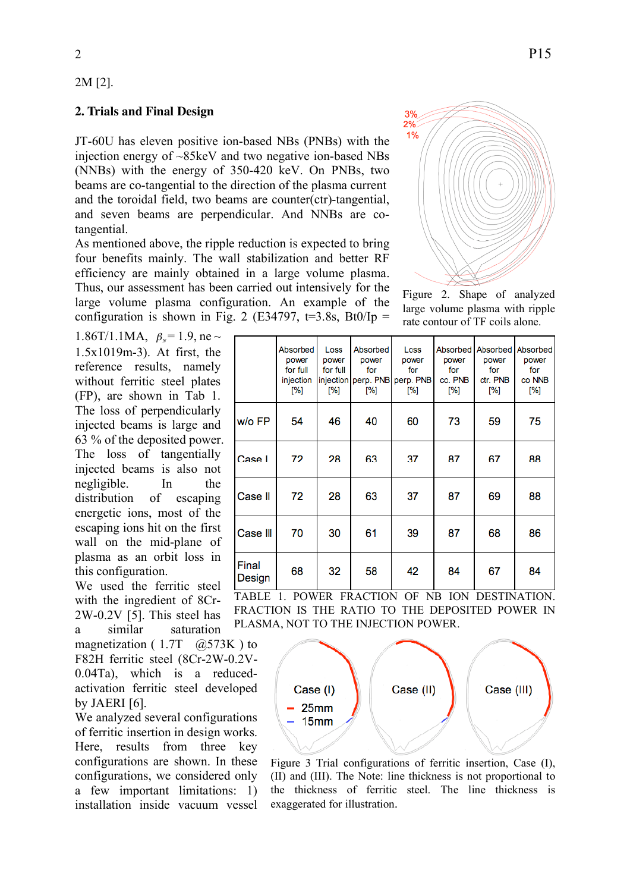2M [2].

## 2. Trials and Final Design

JT-60U has eleven positive ion-based NBs (PNBs) with the injection energy of ~85keV and two negative ion-based NBs (NNBs) with the energy of 350-420 keV. On PNBs, two beams are co-tangential to the direction of the plasma current and the toroidal field, two beams are counter(ctr)-tangential, and seven beams are perpendicular. And NNBs are co-tangential.

As mentioned above, the ripple reduction is expected to bring four benefits mainly. The wall stabilization and better RF efficiency are mainly obtained in a large volume plasma. Thus, our assessment has been carried out intensively for the large volume plasma configuration. An example of the configuration is shown in Fig. 2 (E34797, t=3.8s, Bt0/Ip = 1.86T/1.1MA, $\beta_N$= 1.9, ne ~ 1.5x1019m-3). At first, the reference results, namely without ferritic steel plates (FP), are shown in Tab 1. The loss of perpendicularly injected beams is large and 63 % of the deposited power. The loss of tangentially injected beams is also not negligible. In the distribution of escaping energetic ions, most of the escaping ions hit on the first wall on the mid-plane of plasma as an orbit loss in this configuration.

Figure 2. Shape of analyzed large volume plasma with ripple rate contour of TF coils alone.

| | Absorbed power for full injection [%] | Loss power for full injection [%] | Absorbed power for perp. PNB [%] | Loss power for perp. PNB [%] | Absorbed power for cc. PNB [%] | Absorbed power for ctr. PNB [%] | Absorbed power for co NNB [%] |
|---|---|---|---|---|---|---|---|
| w/o FP | 54 | 46 | 40 | 60 | 73 | 59 | 75 |
| Case I | 72 | 28 | 63 | 37 | 87 | 67 | 88 |
| Case II | 72 | 28 | 63 | 37 | 87 | 69 | 88 |
| Case III | 70 | 30 | 61 | 39 | 87 | 68 | 86 |
| Final Design | 68 | 32 | 58 | 42 | 84 | 67 | 84 |

TABLE 1. POWER FRACTION OF NB ION DESTINATION. FRACTION IS THE RATIO TO THE DEPOSITED POWER IN PLASMA, NOT TO THE INJECTION POWER.

We used the ferritic steel with the ingredient of 8Cr-2W-0.2V [5]. This steel has a similar saturation magnetization ( 1.7T @573K ) to F82H ferritic steel (8Cr-2W-0.2V-0.04Ta), which is a reduced-activation ferritic steel developed by JAERI [6].

We analyzed several configurations of ferritic insertion in design works. Here, results from three key configurations are shown. In these configurations, we considered only a few important limitations: 1) installation inside vacuum vessel

Figure 3 Trial configurations of ferritic insertion, Case (I), (II) and (III). The Note: line thickness is not proportional to the thickness of ferritic steel. The line thickness is exaggerated for illustration.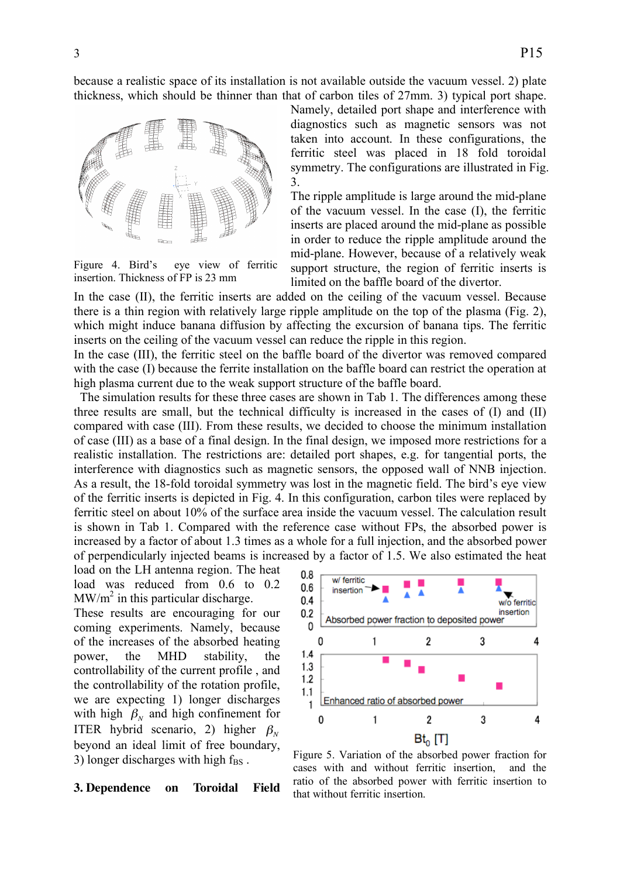because a realistic space of its installation is not available outside the vacuum vessel. 2) plate thickness, which should be thinner than that of carbon tiles of 27mm. 3) typical port shape. Namely, detailed port shape and interference with diagnostics such as magnetic sensors was not taken into account. In these configurations, the ferritic steel was placed in 18 fold toroidal symmetry. The configurations are illustrated in Fig. 3.

The ripple amplitude is large around the mid-plane of the vacuum vessel. In the case (I), the ferritic inserts are placed around the mid-plane as possible in order to reduce the ripple amplitude around the mid-plane. However, because of a relatively weak support structure, the region of ferritic inserts is limited on the baffle board of the divertor.

Figure 4. Bird's eye view of ferritic insertion. Thickness of FP is 23 mm

In the case (II), the ferritic inserts are added on the ceiling of the vacuum vessel. Because there is a thin region with relatively large ripple amplitude on the top of the plasma (Fig. 2), which might induce banana diffusion by affecting the excursion of banana tips. The ferritic inserts on the ceiling of the vacuum vessel can reduce the ripple in this region.

In the case (III), the ferritic steel on the baffle board of the divertor was removed compared with the case (I) because the ferrite installation on the baffle board can restrict the operation at high plasma current due to the weak support structure of the baffle board.

The simulation results for these three cases are shown in Tab 1. The differences among these three results are small, but the technical difficulty is increased in the cases of (I) and (II) compared with case (III). From these results, we decided to choose the minimum installation of case (III) as a base of a final design. In the final design, we imposed more restrictions for a realistic installation. The restrictions are: detailed port shapes, e.g. for tangential ports, the interference with diagnostics such as magnetic sensors, the opposed wall of NNB injection. As a result, the 18-fold toroidal symmetry was lost in the magnetic field. The bird's eye view of the ferritic inserts is depicted in Fig. 4. In this configuration, carbon tiles were replaced by ferritic steel on about 10% of the surface area inside the vacuum vessel. The calculation result is shown in Tab 1. Compared with the reference case without FPs, the absorbed power is increased by a factor of about 1.3 times as a whole for a full injection, and the absorbed power of perpendicularly injected beams is increased by a factor of 1.5. We also estimated the heat load on the LH antenna region. The heat load was reduced from 0.6 to 0.2 MW/m$^2$ in this particular discharge.

These results are encouraging for our coming experiments. Namely, because of the increases of the absorbed heating power, the MHD stability, the controllability of the current profile , and the controllability of the rotation profile, we are expecting 1) longer discharges with high $\beta_N$ and high confinement for ITER hybrid scenario, 2) higher $\beta_N$ beyond an ideal limit of free boundary, 3) longer discharges with high $f_{BS}$ .

Figure 5. Variation of the absorbed power fraction for cases with and without ferritic insertion, and the ratio of the absorbed power with ferritic insertion to that without ferritic insertion.

## 3. Dependence on Toroidal Field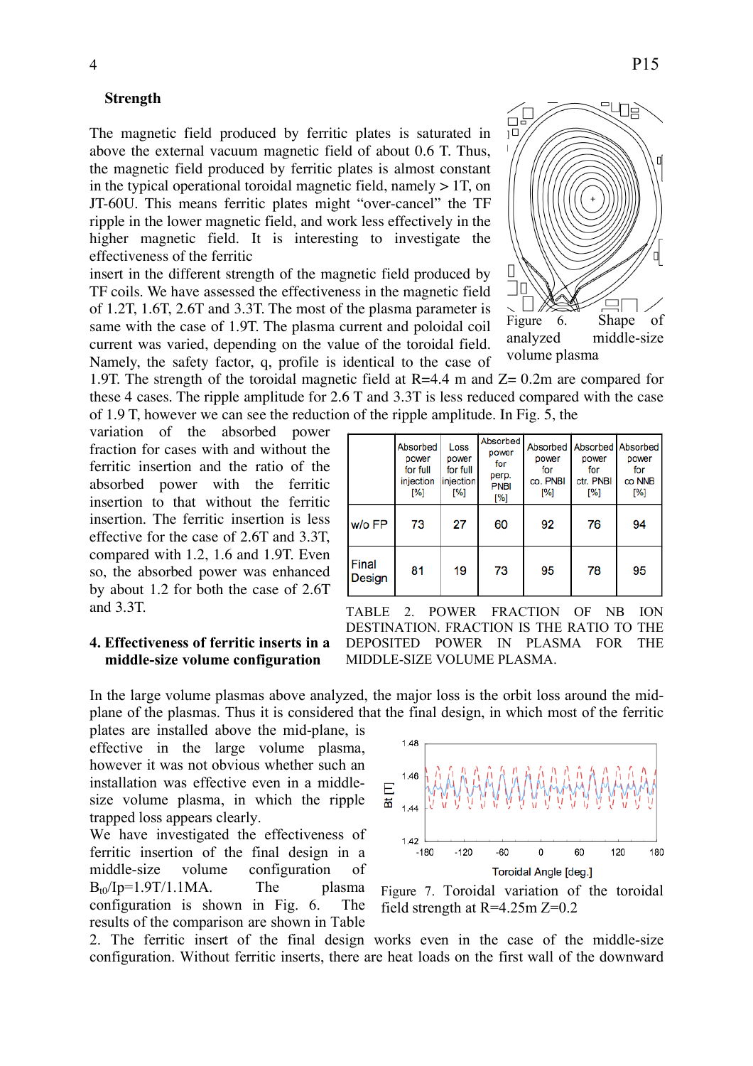**Strength**

The magnetic field produced by ferritic plates is saturated in above the external vacuum magnetic field of about 0.6 T. Thus, the magnetic field produced by ferritic plates is almost constant in the typical operational toroidal magnetic field, namely > 1T, on JT-60U. This means ferritic plates might "over-cancel" the TF ripple in the lower magnetic field, and work less effectively in the higher magnetic field. It is interesting to investigate the effectiveness of the ferritic insert in the different strength of the magnetic field produced by TF coils. We have assessed the effectiveness in the magnetic field of 1.2T, 1.6T, 2.6T and 3.3T. The most of the plasma parameter is same with the case of 1.9T. The plasma current and poloidal coil current was varied, depending on the value of the toroidal field. Namely, the safety factor, q, profile is identical to the case of 1.9T. The strength of the toroidal magnetic field at R=4.4 m and Z= 0.2m are compared for these 4 cases. The ripple amplitude for 2.6 T and 3.3T is less reduced compared with the case of 1.9 T, however we can see the reduction of the ripple amplitude. In Fig. 5, the variation of the absorbed power fraction for cases with and without the ferritic insertion and the ratio of the absorbed power with the ferritic insertion to that without the ferritic insertion. The ferritic insertion is less effective for the case of 2.6T and 3.3T, compared with 1.2, 1.6 and 1.9T. Even so, the absorbed power was enhanced by about 1.2 for both the case of 2.6T and 3.3T.

Figure 6. Shape of analyzed middle-size volume plasma

|  | Absorbed power for full injection [%] | Loss power for full injection [%] | Absorbed power for perp. PNBI [%] | Absorbed power for co. PNBI [%] | Absorbed power for ctr. PNBI [%] | Absorbed power for co NNB [%] |
|---|---|---|---|---|---|---|
| w/o FP | 73 | 27 | 60 | 92 | 76 | 94 |
| Final Design | 81 | 19 | 73 | 95 | 78 | 95 |

TABLE 2. POWER FRACTION OF NB ION DESTINATION. FRACTION IS THE RATIO TO THE DEPOSITED POWER IN PLASMA FOR THE MIDDLE-SIZE VOLUME PLASMA.

## 4. Effectiveness of ferritic inserts in a middle-size volume configuration

In the large volume plasmas above analyzed, the major loss is the orbit loss around the mid-plane of the plasmas. Thus it is considered that the final design, in which most of the ferritic plates are installed above the mid-plane, is effective in the large volume plasma, however it was not obvious whether such an installation was effective even in a middle-size volume plasma, in which the ripple trapped loss appears clearly.

We have investigated the effectiveness of ferritic insertion of the final design in a middle-size volume configuration of $B_{t0}/I_p$=1.9T/1.1MA. The plasma configuration is shown in Fig. 6. The results of the comparison are shown in Table 2. The ferritic insert of the final design works even in the case of the middle-size configuration. Without ferritic inserts, there are heat loads on the first wall of the downward

Figure 7. Toroidal variation of the toroidal field strength at R=4.25m Z=0.2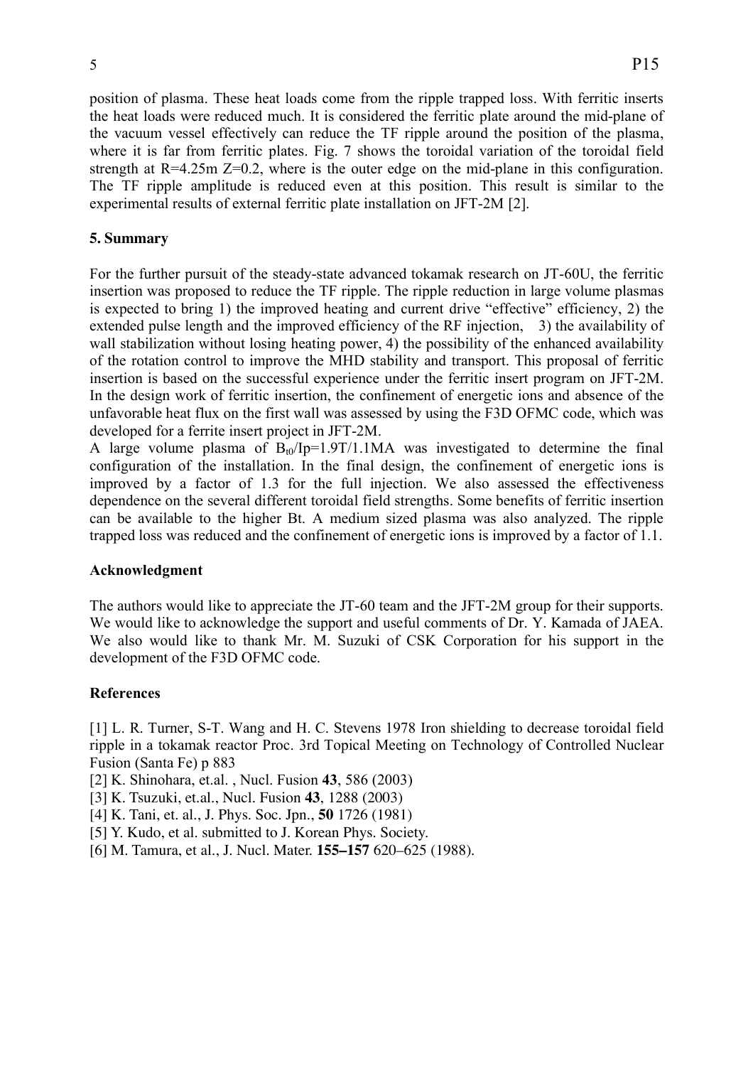position of plasma. These heat loads come from the ripple trapped loss. With ferritic inserts the heat loads were reduced much. It is considered the ferritic plate around the mid-plane of the vacuum vessel effectively can reduce the TF ripple around the position of the plasma, where it is far from ferritic plates. Fig. 7 shows the toroidal variation of the toroidal field strength at R=4.25m Z=0.2, where is the outer edge on the mid-plane in this configuration. The TF ripple amplitude is reduced even at this position. This result is similar to the experimental results of external ferritic plate installation on JFT-2M [2].

**5. Summary**

For the further pursuit of the steady-state advanced tokamak research on JT-60U, the ferritic insertion was proposed to reduce the TF ripple. The ripple reduction in large volume plasmas is expected to bring 1) the improved heating and current drive "effective" efficiency, 2) the extended pulse length and the improved efficiency of the RF injection, 3) the availability of wall stabilization without losing heating power, 4) the possibility of the enhanced availability of the rotation control to improve the MHD stability and transport. This proposal of ferritic insertion is based on the successful experience under the ferritic insert program on JFT-2M. In the design work of ferritic insertion, the confinement of energetic ions and absence of the unfavorable heat flux on the first wall was assessed by using the F3D OFMC code, which was developed for a ferrite insert project in JFT-2M.

A large volume plasma of $B_{t0}$/Ip=1.9T/1.1MA was investigated to determine the final configuration of the installation. In the final design, the confinement of energetic ions is improved by a factor of 1.3 for the full injection. We also assessed the effectiveness dependence on the several different toroidal field strengths. Some benefits of ferritic insertion can be available to the higher Bt. A medium sized plasma was also analyzed. The ripple trapped loss was reduced and the confinement of energetic ions is improved by a factor of 1.1.

**Acknowledgment**

The authors would like to appreciate the JT-60 team and the JFT-2M group for their supports. We would like to acknowledge the support and useful comments of Dr. Y. Kamada of JAEA. We also would like to thank Mr. M. Suzuki of CSK Corporation for his support in the development of the F3D OFMC code.

**References**

[1] L. R. Turner, S-T. Wang and H. C. Stevens 1978 Iron shielding to decrease toroidal field ripple in a tokamak reactor Proc. 3rd Topical Meeting on Technology of Controlled Nuclear Fusion (Santa Fe) p 883

[2] K. Shinohara, et.al. , Nucl. Fusion **43**, 586 (2003)

[3] K. Tsuzuki, et.al., Nucl. Fusion **43**, 1288 (2003)

[4] K. Tani, et. al., J. Phys. Soc. Jpn., **50** 1726 (1981)

[5] Y. Kudo, et al. submitted to J. Korean Phys. Society.

[6] M. Tamura, et al., J. Nucl. Mater. **155–157** 620–625 (1988).